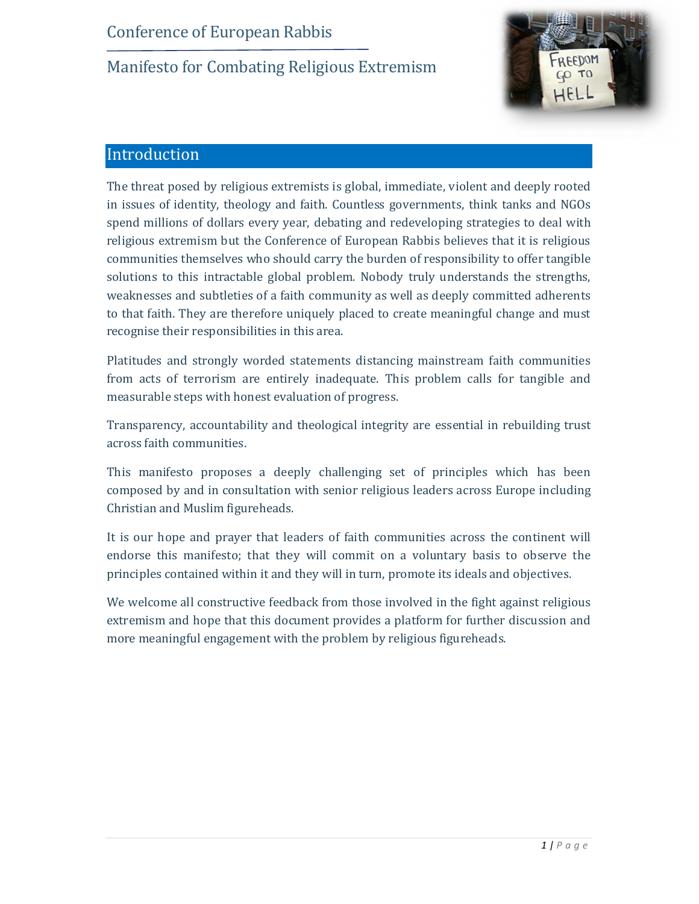# Conference of European Rabbis

## Manifesto for Combating Religious Extremism

## Introduction

The threat posed by religious extremists is global, immediate, violent and deeply rooted in issues of identity, theology and faith. Countless governments, think tanks and NGOs spend millions of dollars every year, debating and redeveloping strategies to deal with religious extremism but the Conference of European Rabbis believes that it is religious communities themselves who should carry the burden of responsibility to offer tangible solutions to this intractable global problem. Nobody truly understands the strengths, weaknesses and subtleties of a faith community as well as deeply committed adherents to that faith. They are therefore uniquely placed to create meaningful change and must recognise their responsibilities in this area.

Platitudes and strongly worded statements distancing mainstream faith communities from acts of terrorism are entirely inadequate. This problem calls for tangible and measurable steps with honest evaluation of progress.

Transparency, accountability and theological integrity are essential in rebuilding trust across faith communities.

This manifesto proposes a deeply challenging set of principles which has been composed by and in consultation with senior religious leaders across Europe including Christian and Muslim figureheads.

It is our hope and prayer that leaders of faith communities across the continent will endorse this manifesto; that they will commit on a voluntary basis to observe the principles contained within it and they will in turn, promote its ideals and objectives.

We welcome all constructive feedback from those involved in the fight against religious extremism and hope that this document provides a platform for further discussion and more meaningful engagement with the problem by religious figureheads.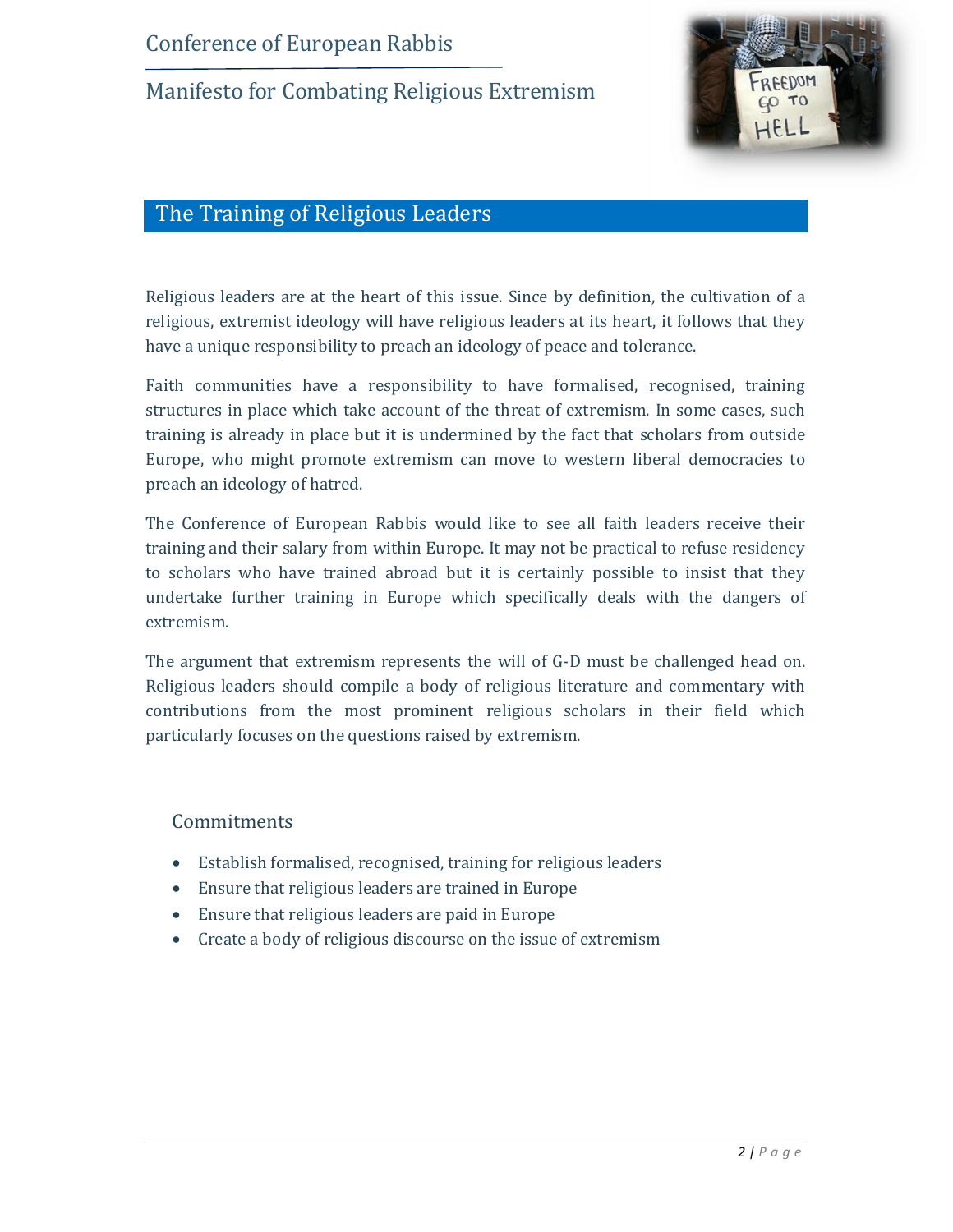## The Training of Religious Leaders

Religious leaders are at the heart of this issue. Since by definition, the cultivation of a religious, extremist ideology will have religious leaders at its heart, it follows that they have a unique responsibility to preach an ideology of peace and tolerance.

Faith communities have a responsibility to have formalised, recognised, training structures in place which take account of the threat of extremism. In some cases, such training is already in place but it is undermined by the fact that scholars from outside Europe, who might promote extremism can move to western liberal democracies to preach an ideology of hatred.

The Conference of European Rabbis would like to see all faith leaders receive their training and their salary from within Europe. It may not be practical to refuse residency to scholars who have trained abroad but it is certainly possible to insist that they undertake further training in Europe which specifically deals with the dangers of extremism.

The argument that extremism represents the will of G-D must be challenged head on. Religious leaders should compile a body of religious literature and commentary with contributions from the most prominent religious scholars in their field which particularly focuses on the questions raised by extremism.

### Commitments

- Establish formalised, recognised, training for religious leaders
- Ensure that religious leaders are trained in Europe
- Ensure that religious leaders are paid in Europe
- Create a body of religious discourse on the issue of extremism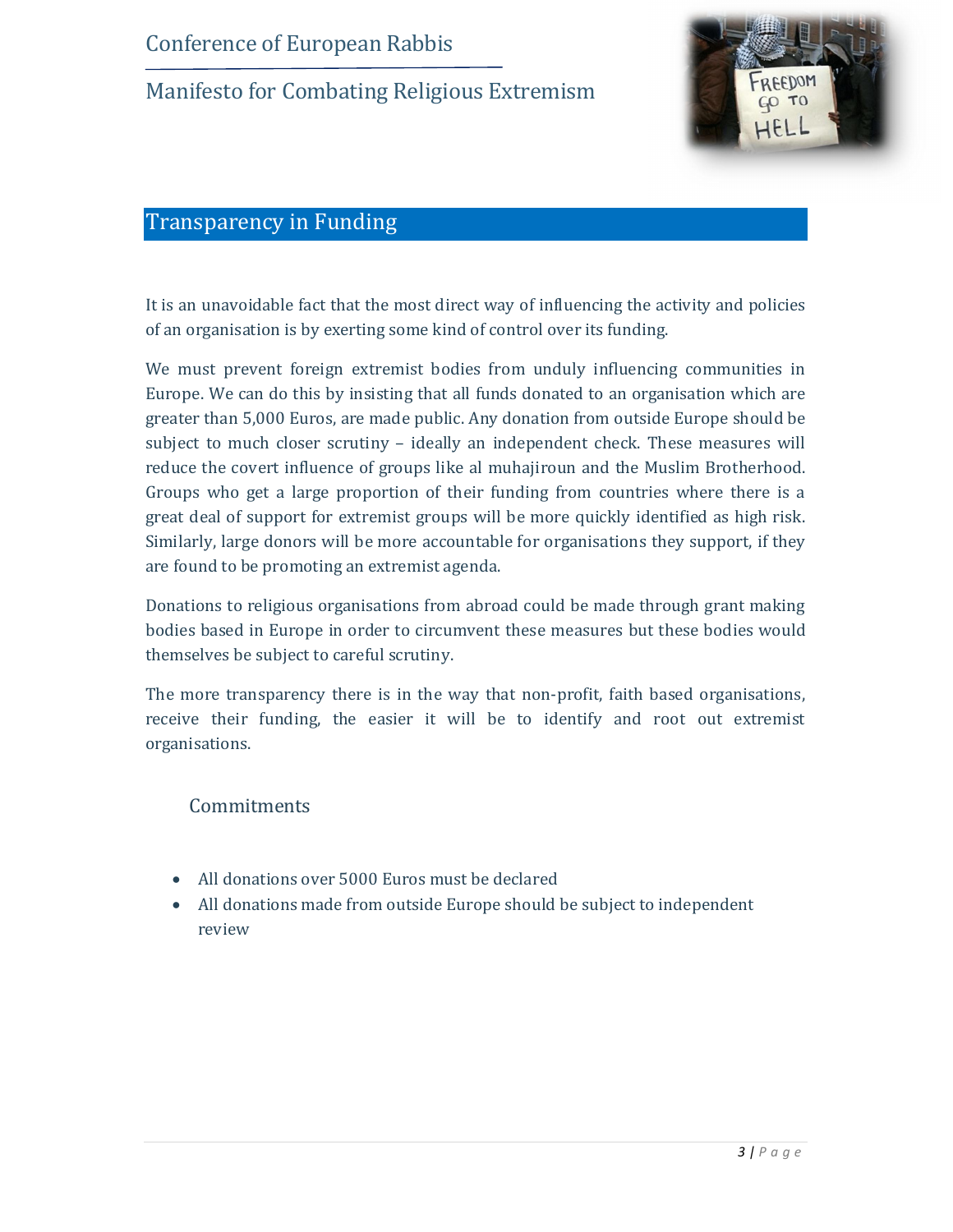# Conference of European Rabbis

## Manifesto for Combating Religious Extremism

## Transparency in Funding

It is an unavoidable fact that the most direct way of influencing the activity and policies of an organisation is by exerting some kind of control over its funding.

We must prevent foreign extremist bodies from unduly influencing communities in Europe. We can do this by insisting that all funds donated to an organisation which are greater than 5,000 Euros, are made public. Any donation from outside Europe should be subject to much closer scrutiny – ideally an independent check. These measures will reduce the covert influence of groups like al muhajiroun and the Muslim Brotherhood. Groups who get a large proportion of their funding from countries where there is a great deal of support for extremist groups will be more quickly identified as high risk. Similarly, large donors will be more accountable for organisations they support, if they are found to be promoting an extremist agenda.

Donations to religious organisations from abroad could be made through grant making bodies based in Europe in order to circumvent these measures but these bodies would themselves be subject to careful scrutiny.

The more transparency there is in the way that non-profit, faith based organisations, receive their funding, the easier it will be to identify and root out extremist organisations.

### Commitments

- All donations over 5000 Euros must be declared
- All donations made from outside Europe should be subject to independent review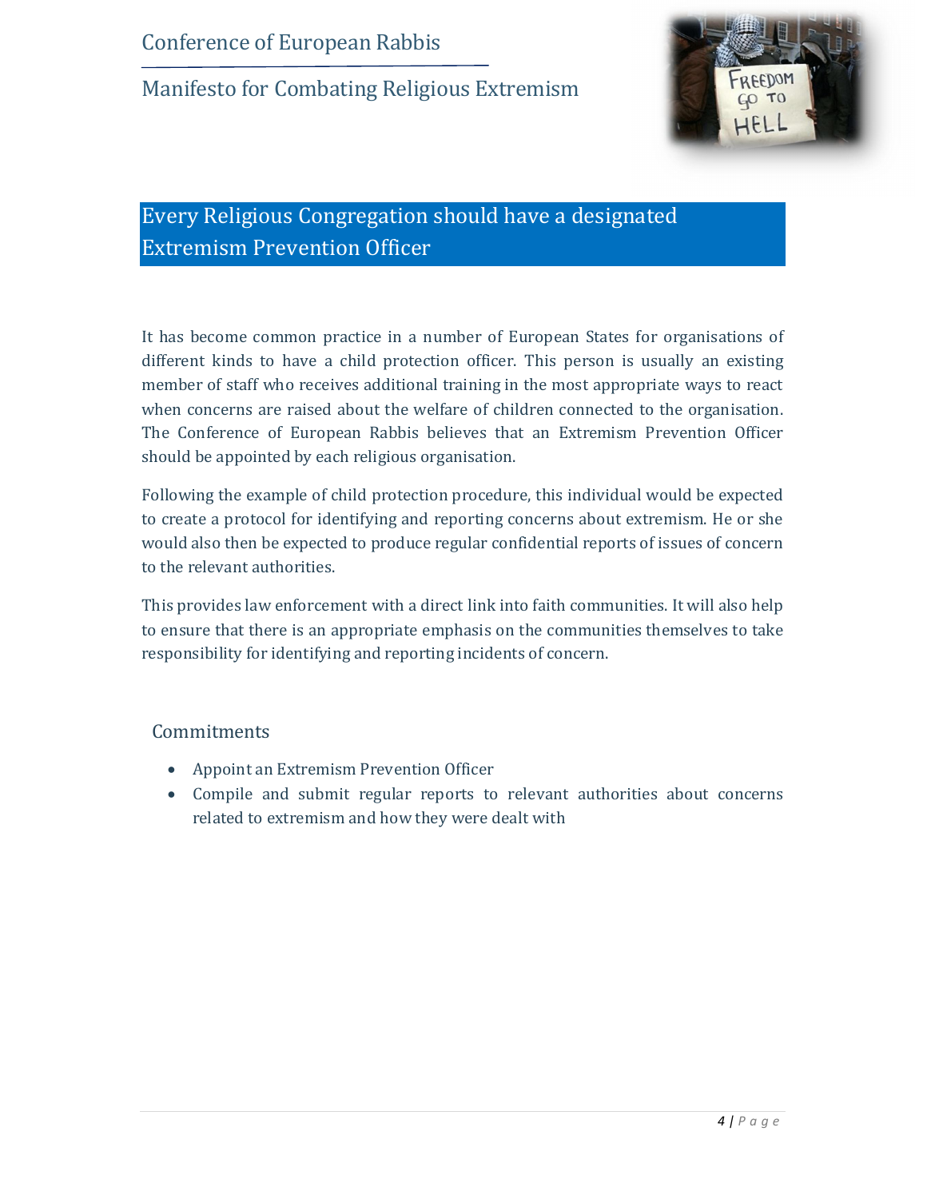## Every Religious Congregation should have a designated Extremism Prevention Officer

It has become common practice in a number of European States for organisations of different kinds to have a child protection officer. This person is usually an existing member of staff who receives additional training in the most appropriate ways to react when concerns are raised about the welfare of children connected to the organisation. The Conference of European Rabbis believes that an Extremism Prevention Officer should be appointed by each religious organisation.

Following the example of child protection procedure, this individual would be expected to create a protocol for identifying and reporting concerns about extremism. He or she would also then be expected to produce regular confidential reports of issues of concern to the relevant authorities.

This provides law enforcement with a direct link into faith communities. It will also help to ensure that there is an appropriate emphasis on the communities themselves to take responsibility for identifying and reporting incidents of concern.

### Commitments

- Appoint an Extremism Prevention Officer
- Compile and submit regular reports to relevant authorities about concerns related to extremism and how they were dealt with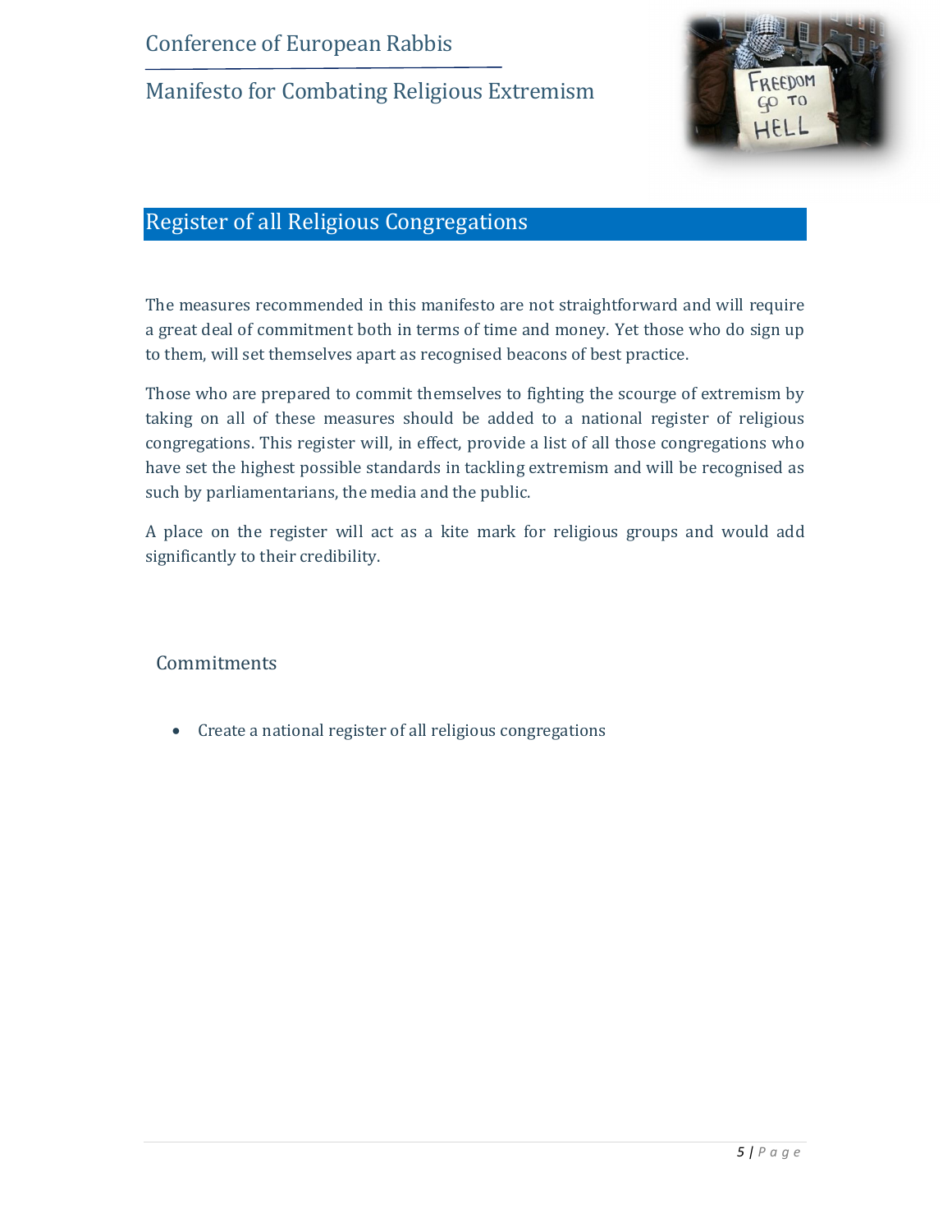## Register of all Religious Congregations

The measures recommended in this manifesto are not straightforward and will require a great deal of commitment both in terms of time and money. Yet those who do sign up to them, will set themselves apart as recognised beacons of best practice.

Those who are prepared to commit themselves to fighting the scourge of extremism by taking on all of these measures should be added to a national register of religious congregations. This register will, in effect, provide a list of all those congregations who have set the highest possible standards in tackling extremism and will be recognised as such by parliamentarians, the media and the public.

A place on the register will act as a kite mark for religious groups and would add significantly to their credibility.

### Commitments

- Create a national register of all religious congregations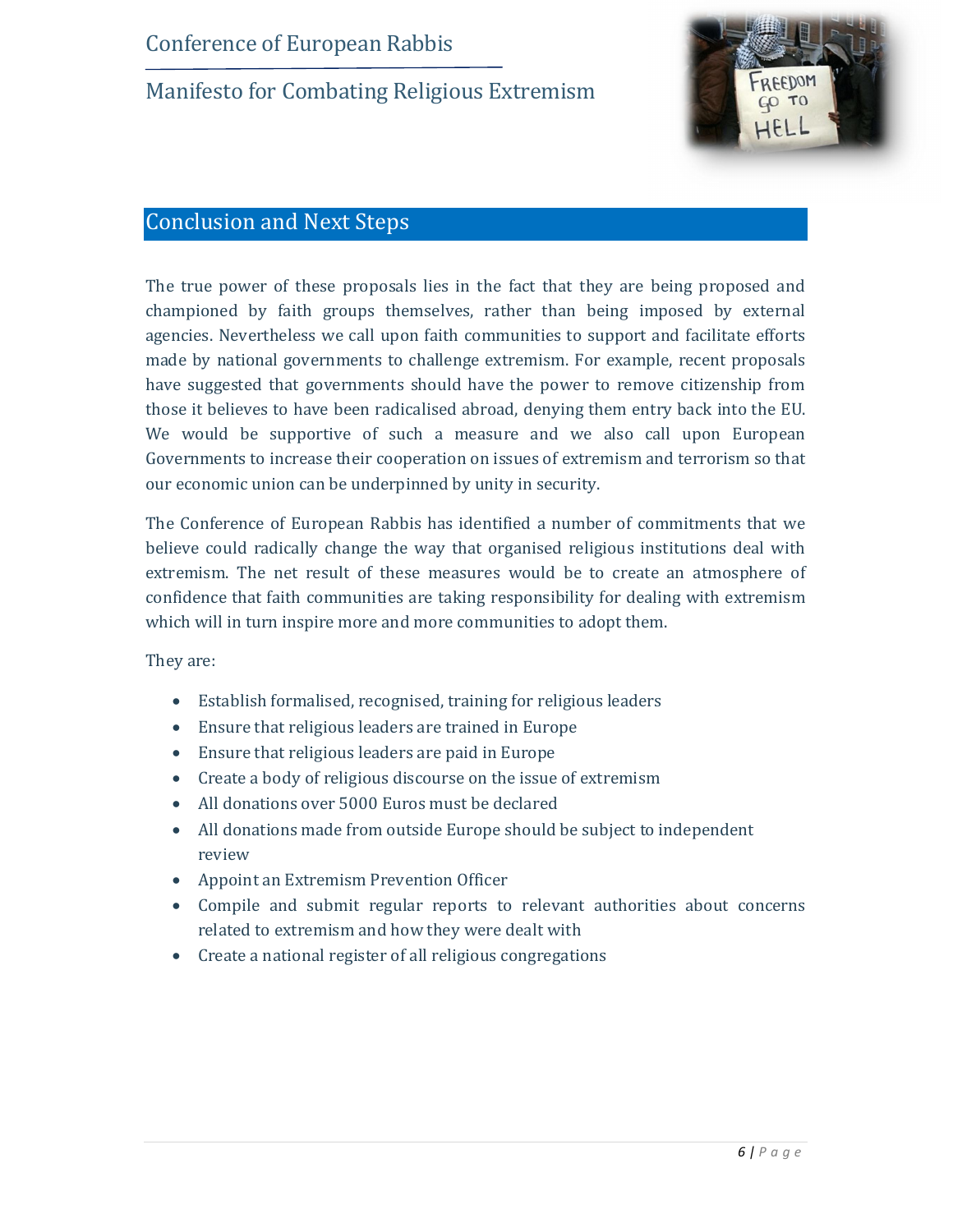## Conclusion and Next Steps

The true power of these proposals lies in the fact that they are being proposed and championed by faith groups themselves, rather than being imposed by external agencies. Nevertheless we call upon faith communities to support and facilitate efforts made by national governments to challenge extremism. For example, recent proposals have suggested that governments should have the power to remove citizenship from those it believes to have been radicalised abroad, denying them entry back into the EU. We would be supportive of such a measure and we also call upon European Governments to increase their cooperation on issues of extremism and terrorism so that our economic union can be underpinned by unity in security.

The Conference of European Rabbis has identified a number of commitments that we believe could radically change the way that organised religious institutions deal with extremism. The net result of these measures would be to create an atmosphere of confidence that faith communities are taking responsibility for dealing with extremism which will in turn inspire more and more communities to adopt them.

They are:

- Establish formalised, recognised, training for religious leaders
- Ensure that religious leaders are trained in Europe
- Ensure that religious leaders are paid in Europe
- Create a body of religious discourse on the issue of extremism
- All donations over 5000 Euros must be declared
- All donations made from outside Europe should be subject to independent review
- Appoint an Extremism Prevention Officer
- Compile and submit regular reports to relevant authorities about concerns related to extremism and how they were dealt with
- Create a national register of all religious congregations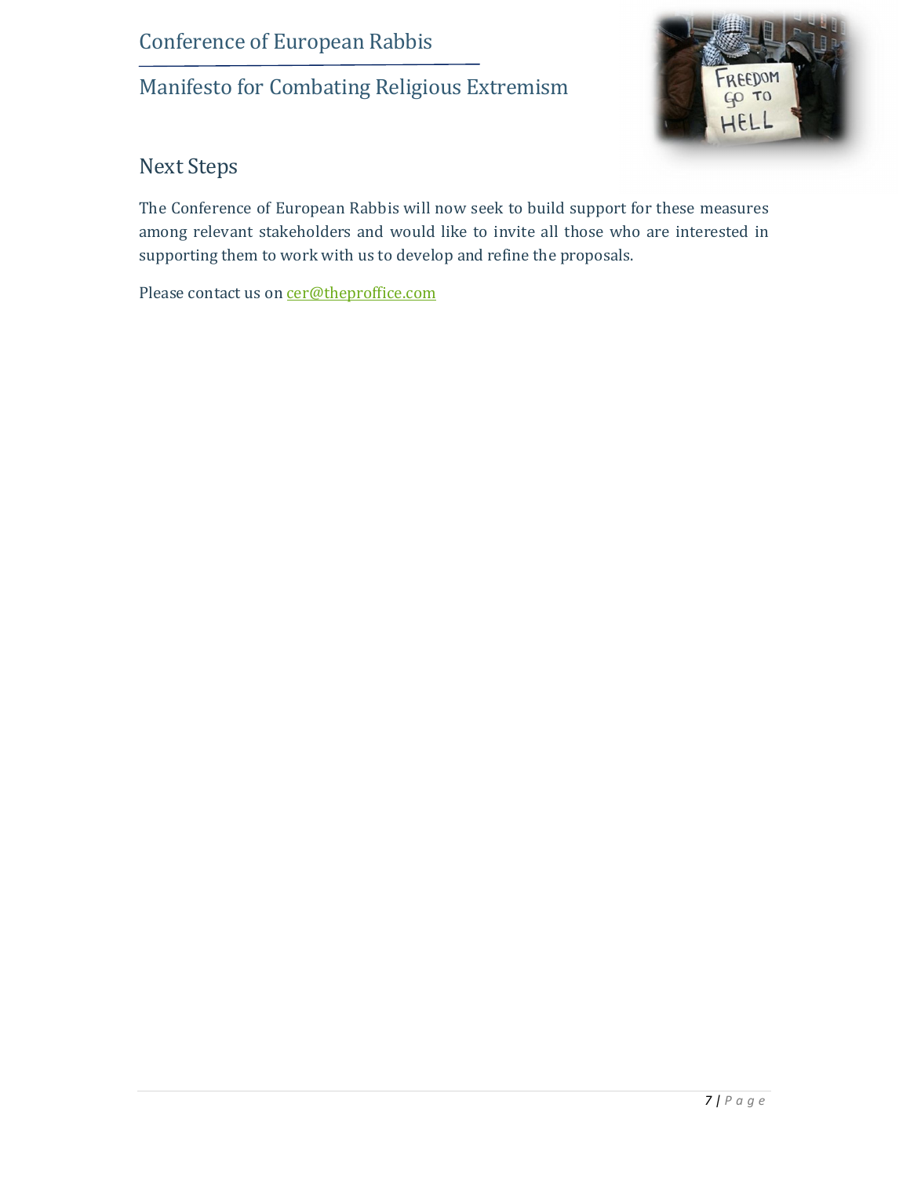## Next Steps

The Conference of European Rabbis will now seek to build support for these measures among relevant stakeholders and would like to invite all those who are interested in supporting them to work with us to develop and refine the proposals.

Please contact us on cer@theproffice.com